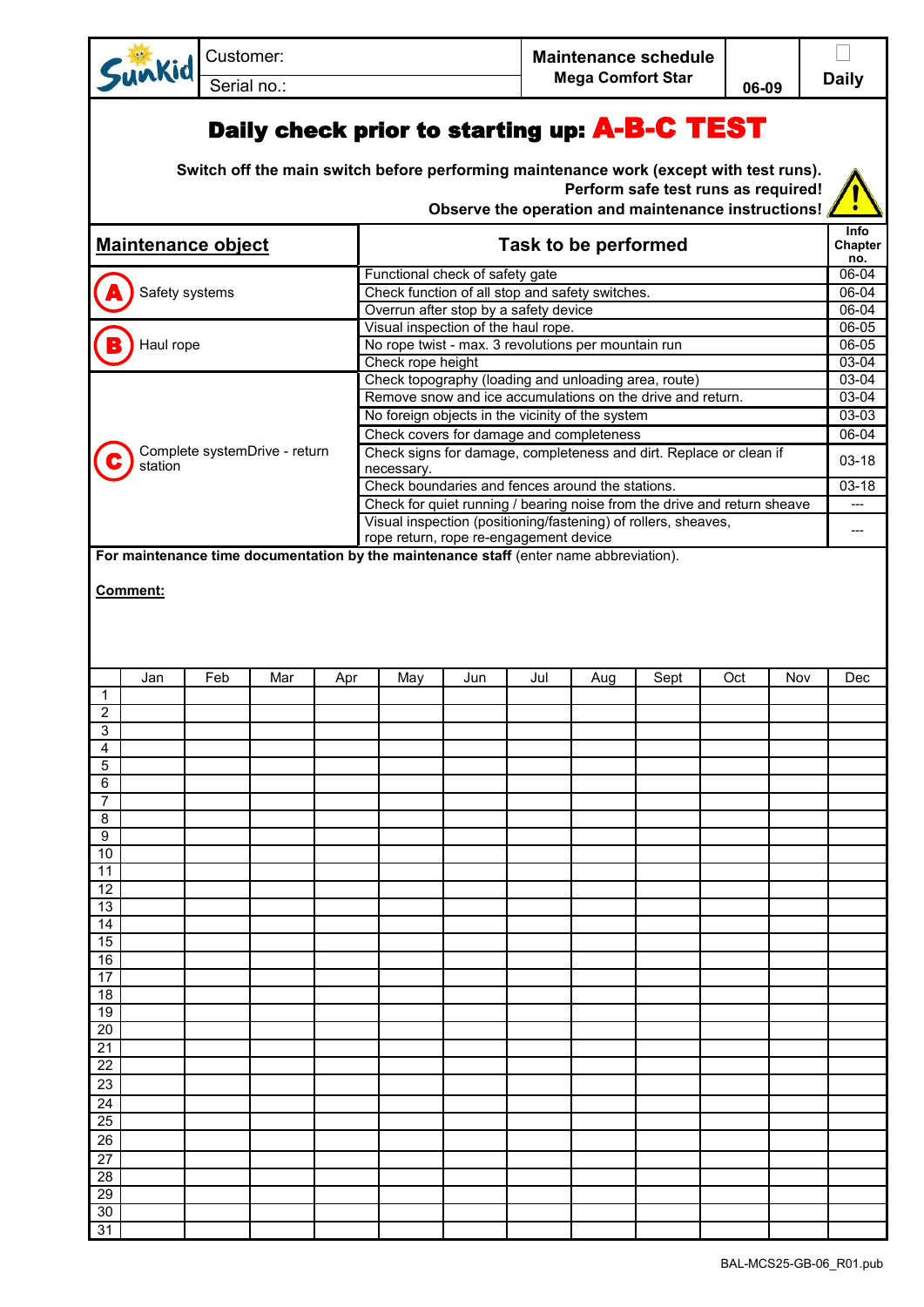| SunKid | Customer: | Maintenance schedule | | ☐ |
|---|---|---|---|---|
| | Serial no.: | Mega Comfort Star | 06-09 | Daily |

# Daily check prior to starting up: A-B-C TEST

**Switch off the main switch before performing maintenance work (except with test runs).**
**Perform safe test runs as required!**
**Observe the operation and maintenance instructions!**

| Maintenance object | Task to be performed | Info Chapter no. |
|---|---|---|
| A Safety systems | Functional check of safety gate | 06-04 |
| | Check function of all stop and safety switches. | 06-04 |
| | Overrun after stop by a safety device | 06-04 |
| B Haul rope | Visual inspection of the haul rope. | 06-05 |
| | No rope twist - max. 3 revolutions per mountain run | 06-05 |
| | Check rope height | 03-04 |
| C Complete systemDrive - return station | Check topography (loading and unloading area, route) | 03-04 |
| | Remove snow and ice accumulations on the drive and return. | 03-04 |
| | No foreign objects in the vicinity of the system | 03-03 |
| | Check covers for damage and completeness | 06-04 |
| | Check signs for damage, completeness and dirt. Replace or clean if necessary. | 03-18 |
| | Check boundaries and fences around the stations. | 03-18 |
| | Check for quiet running / bearing noise from the drive and return sheave | --- |
| | Visual inspection (positioning/fastening) of rollers, sheaves, rope return, rope re-engagement device | --- |

**For maintenance time documentation by the maintenance staff** (enter name abbreviation).

**Comment:**

| | Jan | Feb | Mar | Apr | May | Jun | Jul | Aug | Sept | Oct | Nov | Dec |
|---|---|---|---|---|---|---|---|---|---|---|---|---|
| 1 | | | | | | | | | | | | |
| 2 | | | | | | | | | | | | |
| 3 | | | | | | | | | | | | |
| 4 | | | | | | | | | | | | |
| 5 | | | | | | | | | | | | |
| 6 | | | | | | | | | | | | |
| 7 | | | | | | | | | | | | |
| 8 | | | | | | | | | | | | |
| 9 | | | | | | | | | | | | |
| 10 | | | | | | | | | | | | |
| 11 | | | | | | | | | | | | |
| 12 | | | | | | | | | | | | |
| 13 | | | | | | | | | | | | |
| 14 | | | | | | | | | | | | |
| 15 | | | | | | | | | | | | |
| 16 | | | | | | | | | | | | |
| 17 | | | | | | | | | | | | |
| 18 | | | | | | | | | | | | |
| 19 | | | | | | | | | | | | |
| 20 | | | | | | | | | | | | |
| 21 | | | | | | | | | | | | |
| 22 | | | | | | | | | | | | |
| 23 | | | | | | | | | | | | |
| 24 | | | | | | | | | | | | |
| 25 | | | | | | | | | | | | |
| 26 | | | | | | | | | | | | |
| 27 | | | | | | | | | | | | |
| 28 | | | | | | | | | | | | |
| 29 | | | | | | | | | | | | |
| 30 | | | | | | | | | | | | |
| 31 | | | | | | | | | | | | |

BAL-MCS25-GB-06_R01.pub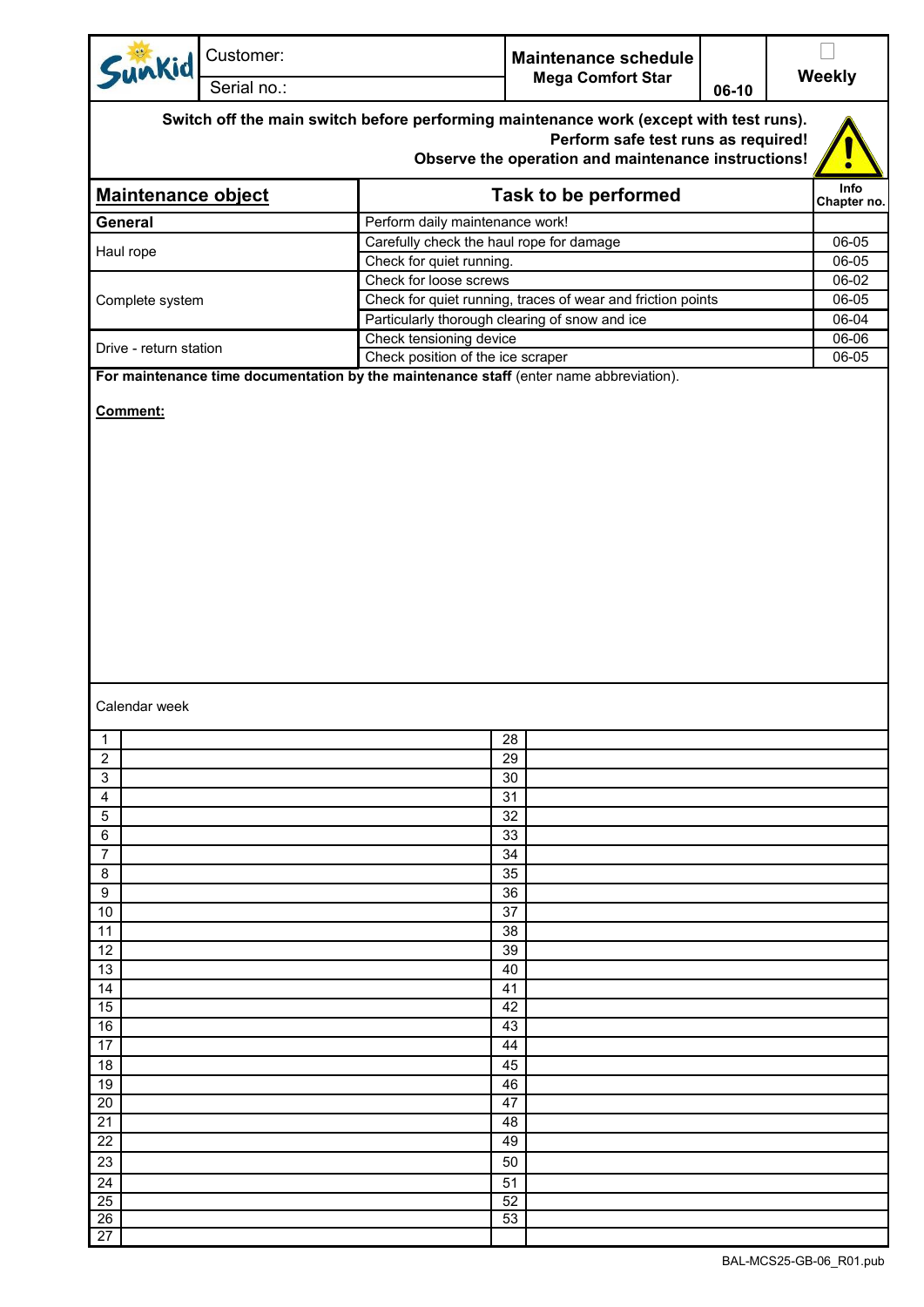| Sunkid | Customer: | Maintenance schedule Mega Comfort Star | 06-10 | Weekly |
|---|---|---|---|---|
| | Serial no.: | | | |

**Switch off the main switch before performing maintenance work (except with test runs).**
**Perform safe test runs as required!**
**Observe the operation and maintenance instructions!**

| Maintenance object | Task to be performed | Info Chapter no. |
|---|---|---|
| **General** | Perform daily maintenance work! | |
| Haul rope | Carefully check the haul rope for damage | 06-05 |
| | Check for quiet running. | 06-05 |
| Complete system | Check for loose screws | 06-02 |
| | Check for quiet running, traces of wear and friction points | 06-05 |
| | Particularly thorough clearing of snow and ice | 06-04 |
| Drive - return station | Check tensioning device | 06-06 |
| | Check position of the ice scraper | 06-05 |

**For maintenance time documentation by the maintenance staff** (enter name abbreviation).

**Comment:**

Calendar week

| | | | |
|---|---|---|---|
| 1 | | 28 | |
| 2 | | 29 | |
| 3 | | 30 | |
| 4 | | 31 | |
| 5 | | 32 | |
| 6 | | 33 | |
| 7 | | 34 | |
| 8 | | 35 | |
| 9 | | 36 | |
| 10 | | 37 | |
| 11 | | 38 | |
| 12 | | 39 | |
| 13 | | 40 | |
| 14 | | 41 | |
| 15 | | 42 | |
| 16 | | 43 | |
| 17 | | 44 | |
| 18 | | 45 | |
| 19 | | 46 | |
| 20 | | 47 | |
| 21 | | 48 | |
| 22 | | 49 | |
| 23 | | 50 | |
| 24 | | 51 | |
| 25 | | 52 | |
| 26 | | 53 | |
| 27 | | | |

BAL-MCS25-GB-06_R01.pub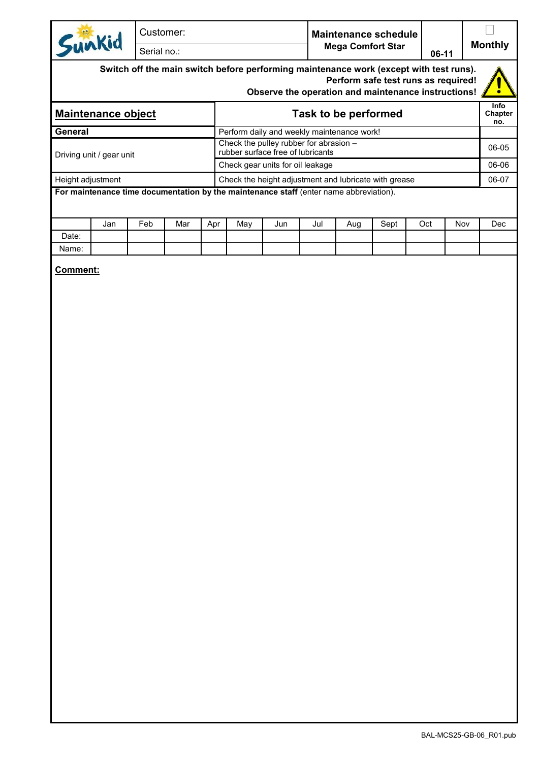| Sunkid | Customer: | **Maintenance schedule** **Mega Comfort Star** | 06-11 | ☐ **Monthly** |
|---|---|---|---|---|
| | Serial no.: | | | |

**Switch off the main switch before performing maintenance work (except with test runs).**
**Perform safe test runs as required!**
**Observe the operation and maintenance instructions!**

| **Maintenance object** | **Task to be performed** | **Info Chapter no.** |
|---|---|---|
| **General** | Perform daily and weekly maintenance work! | |
| Driving unit / gear unit | Check the pulley rubber for abrasion – rubber surface free of lubricants | 06-05 |
| | Check gear units for oil leakage | 06-06 |
| Height adjustment | Check the height adjustment and lubricate with grease | 06-07 |

**For maintenance time documentation by the maintenance staff** (enter name abbreviation).

| | Jan | Feb | Mar | Apr | May | Jun | Jul | Aug | Sept | Oct | Nov | Dec |
|---|---|---|---|---|---|---|---|---|---|---|---|---|
| Date: | | | | | | | | | | | | |
| Name: | | | | | | | | | | | | |

**Comment:**

BAL-MCS25-GB-06_R01.pub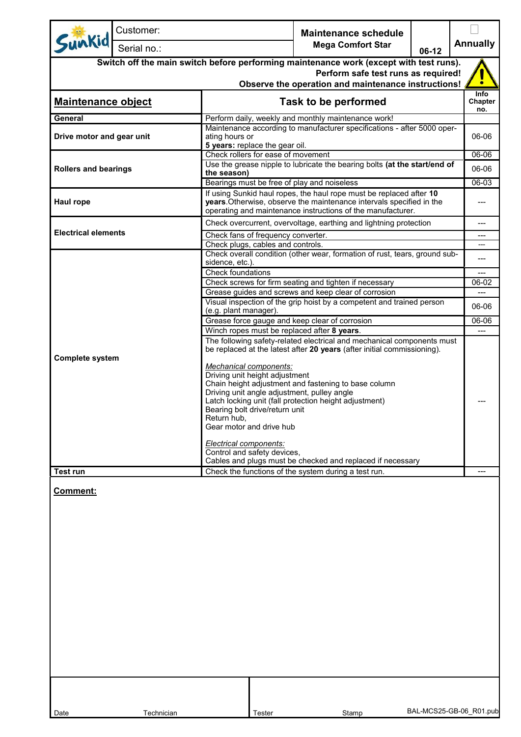| SunKid | Customer: | Maintenance schedule<br>Mega Comfort Star | 06-12 | ☐ Annually |
|---|---|---|---|---|
| | Serial no.: | | | |

**Switch off the main switch before performing maintenance work (except with test runs).**
**Perform safe test runs as required!**
**Observe the operation and maintenance instructions!**

| **Maintenance object** | **Task to be performed** | **Info Chapter no.** |
|---|---|---|
| **General** | Perform daily, weekly and monthly maintenance work! | |
| **Drive motor and gear unit** | Maintenance according to manufacturer specifications - after 5000 operating hours or **5 years:** replace the gear oil. | 06-06 |
| **Rollers and bearings** | Check rollers for ease of movement | 06-06 |
| | Use the grease nipple to lubricate the bearing bolts **(at the start/end of the season)** | 06-06 |
| | Bearings must be free of play and noiseless | 06-03 |
| **Haul rope** | If using Sunkid haul ropes, the haul rope must be replaced after **10 years**.Otherwise, observe the maintenance intervals specified in the operating and maintenance instructions of the manufacturer. | --- |
| **Electrical elements** | Check overcurrent, overvoltage, earthing and lightning protection | --- |
| | Check fans of frequency converter. | --- |
| | Check plugs, cables and controls. | --- |
| **Complete system** | Check overall condition (other wear, formation of rust, tears, ground subsidence, etc.). | --- |
| | Check foundations | --- |
| | Check screws for firm seating and tighten if necessary | 06-02 |
| | Grease guides and screws and keep clear of corrosion | --- |
| | Visual inspection of the grip hoist by a competent and trained person (e.g. plant manager). | 06-06 |
| | Grease force gauge and keep clear of corrosion | 06-06 |
| | Winch ropes must be replaced after **8 years**. | --- |
| | The following safety-related electrical and mechanical components must be replaced at the latest after **20 years** (after initial commissioning).<br><br>*Mechanical components:*<br>Driving unit height adjustment<br>Chain height adjustment and fastening to base column<br>Driving unit angle adjustment, pulley angle<br>Latch locking unit (fall protection height adjustment)<br>Bearing bolt drive/return unit<br>Return hub,<br>Gear motor and drive hub<br><br>*Electrical components:*<br>Control and safety devices,<br>Cables and plugs must be checked and replaced if necessary | --- |
| **Test run** | Check the functions of the system during a test run. | --- |

**Comment:**

| Date | Technician | Tester | Stamp |
|---|---|---|---|
| | | | |

BAL-MCS25-GB-06_R01.pub